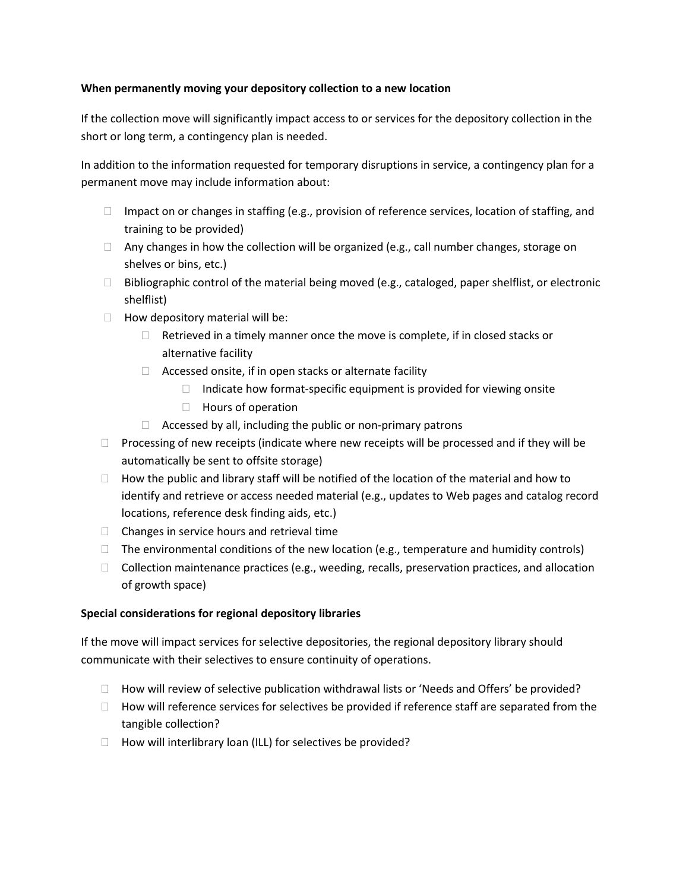**When permanently moving your depository collection to a new location**

If the collection move will significantly impact access to or services for the depository collection in the short or long term, a contingency plan is needed.

In addition to the information requested for temporary disruptions in service, a contingency plan for a permanent move may include information about:

- Impact on or changes in staffing (e.g., provision of reference services, location of staffing, and training to be provided)
- Any changes in how the collection will be organized (e.g., call number changes, storage on shelves or bins, etc.)
- Bibliographic control of the material being moved (e.g., cataloged, paper shelflist, or electronic shelflist)
- How depository material will be:
  - Retrieved in a timely manner once the move is complete, if in closed stacks or alternative facility
  - Accessed onsite, if in open stacks or alternate facility
    - Indicate how format-specific equipment is provided for viewing onsite
    - Hours of operation
  - Accessed by all, including the public or non-primary patrons
- Processing of new receipts (indicate where new receipts will be processed and if they will be automatically be sent to offsite storage)
- How the public and library staff will be notified of the location of the material and how to identify and retrieve or access needed material (e.g., updates to Web pages and catalog record locations, reference desk finding aids, etc.)
- Changes in service hours and retrieval time
- The environmental conditions of the new location (e.g., temperature and humidity controls)
- Collection maintenance practices (e.g., weeding, recalls, preservation practices, and allocation of growth space)

**Special considerations for regional depository libraries**

If the move will impact services for selective depositories, the regional depository library should communicate with their selectives to ensure continuity of operations.

- How will review of selective publication withdrawal lists or 'Needs and Offers' be provided?
- How will reference services for selectives be provided if reference staff are separated from the tangible collection?
- How will interlibrary loan (ILL) for selectives be provided?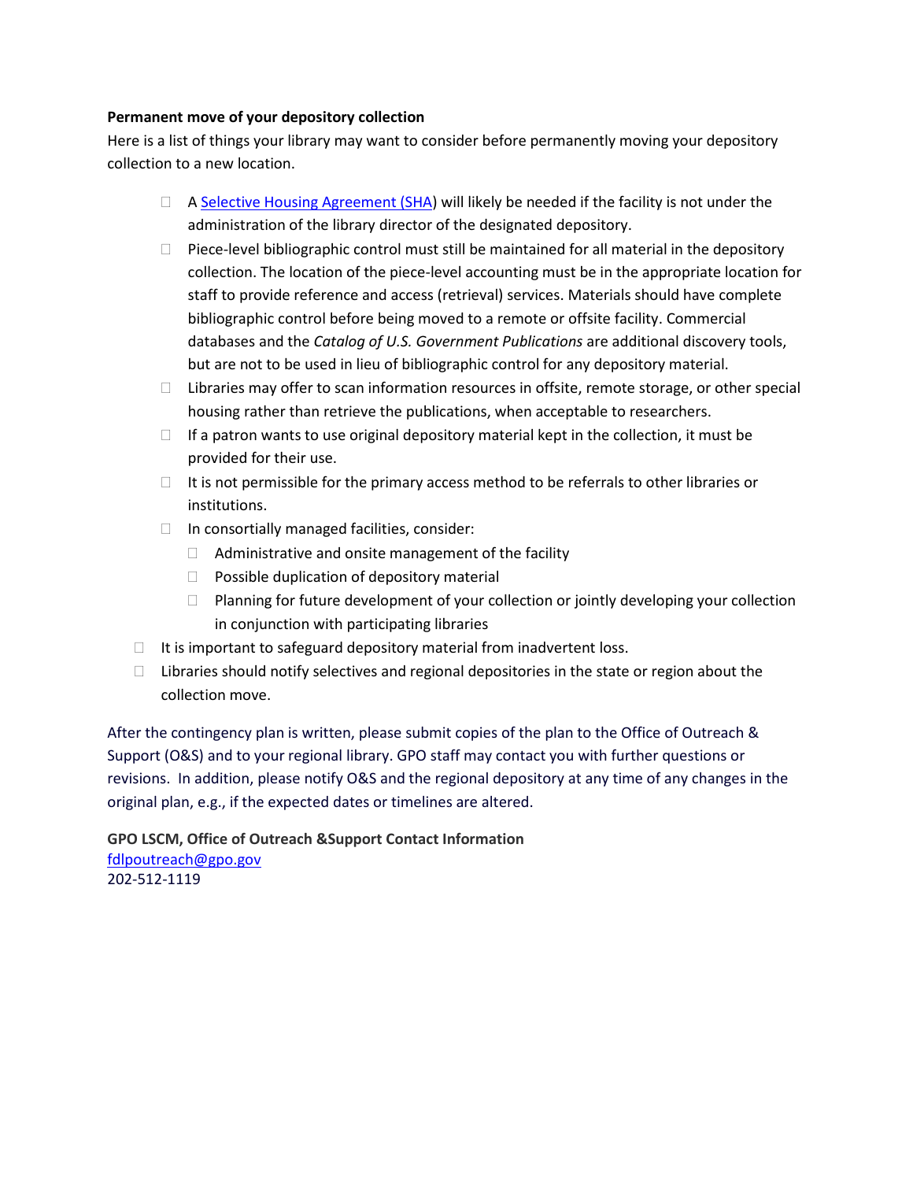**Permanent move of your depository collection**

Here is a list of things your library may want to consider before permanently moving your depository collection to a new location.

- A [Selective Housing Agreement (SHA)]() will likely be needed if the facility is not under the administration of the library director of the designated depository.
- Piece-level bibliographic control must still be maintained for all material in the depository collection. The location of the piece-level accounting must be in the appropriate location for staff to provide reference and access (retrieval) services. Materials should have complete bibliographic control before being moved to a remote or offsite facility. Commercial databases and the *Catalog of U.S. Government Publications* are additional discovery tools, but are not to be used in lieu of bibliographic control for any depository material.
- Libraries may offer to scan information resources in offsite, remote storage, or other special housing rather than retrieve the publications, when acceptable to researchers.
- If a patron wants to use original depository material kept in the collection, it must be provided for their use.
- It is not permissible for the primary access method to be referrals to other libraries or institutions.
- In consortially managed facilities, consider:
  - Administrative and onsite management of the facility
  - Possible duplication of depository material
  - Planning for future development of your collection or jointly developing your collection in conjunction with participating libraries

- It is important to safeguard depository material from inadvertent loss.
- Libraries should notify selectives and regional depositories in the state or region about the collection move.

After the contingency plan is written, please submit copies of the plan to the Office of Outreach & Support (O&S) and to your regional library. GPO staff may contact you with further questions or revisions. In addition, please notify O&S and the regional depository at any time of any changes in the original plan, e.g., if the expected dates or timelines are altered.

**GPO LSCM, Office of Outreach &Support Contact Information**
fdlpoutreach@gpo.gov
202-512-1119